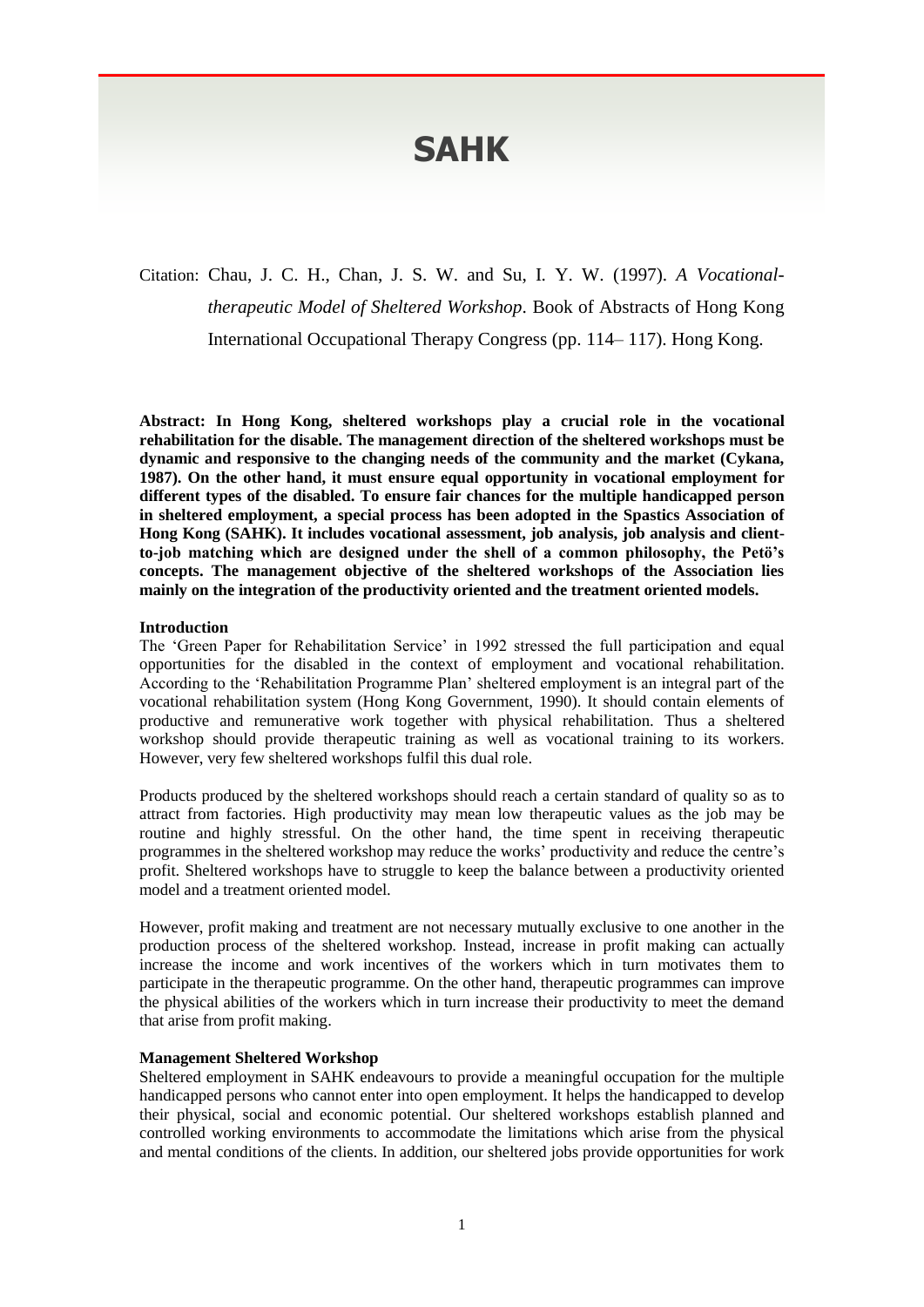# SAHK

Citation: Chau, J. C. H., Chan, J. S. W. and Su, I. Y. W. (1997). *A Vocational-therapeutic Model of Sheltered Workshop*. Book of Abstracts of Hong Kong International Occupational Therapy Congress (pp. 114– 117). Hong Kong.

**Abstract: In Hong Kong, sheltered workshops play a crucial role in the vocational rehabilitation for the disable. The management direction of the sheltered workshops must be dynamic and responsive to the changing needs of the community and the market (Cykana, 1987). On the other hand, it must ensure equal opportunity in vocational employment for different types of the disabled. To ensure fair chances for the multiple handicapped person in sheltered employment, a special process has been adopted in the Spastics Association of Hong Kong (SAHK). It includes vocational assessment, job analysis, job analysis and client-to-job matching which are designed under the shell of a common philosophy, the Petö's concepts. The management objective of the sheltered workshops of the Association lies mainly on the integration of the productivity oriented and the treatment oriented models.**

**Introduction**

The 'Green Paper for Rehabilitation Service' in 1992 stressed the full participation and equal opportunities for the disabled in the context of employment and vocational rehabilitation. According to the 'Rehabilitation Programme Plan' sheltered employment is an integral part of the vocational rehabilitation system (Hong Kong Government, 1990). It should contain elements of productive and remunerative work together with physical rehabilitation. Thus a sheltered workshop should provide therapeutic training as well as vocational training to its workers. However, very few sheltered workshops fulfil this dual role.

Products produced by the sheltered workshops should reach a certain standard of quality so as to attract from factories. High productivity may mean low therapeutic values as the job may be routine and highly stressful. On the other hand, the time spent in receiving therapeutic programmes in the sheltered workshop may reduce the works' productivity and reduce the centre's profit. Sheltered workshops have to struggle to keep the balance between a productivity oriented model and a treatment oriented model.

However, profit making and treatment are not necessary mutually exclusive to one another in the production process of the sheltered workshop. Instead, increase in profit making can actually increase the income and work incentives of the workers which in turn motivates them to participate in the therapeutic programme. On the other hand, therapeutic programmes can improve the physical abilities of the workers which in turn increase their productivity to meet the demand that arise from profit making.

**Management Sheltered Workshop**

Sheltered employment in SAHK endeavours to provide a meaningful occupation for the multiple handicapped persons who cannot enter into open employment. It helps the handicapped to develop their physical, social and economic potential. Our sheltered workshops establish planned and controlled working environments to accommodate the limitations which arise from the physical and mental conditions of the clients. In addition, our sheltered jobs provide opportunities for work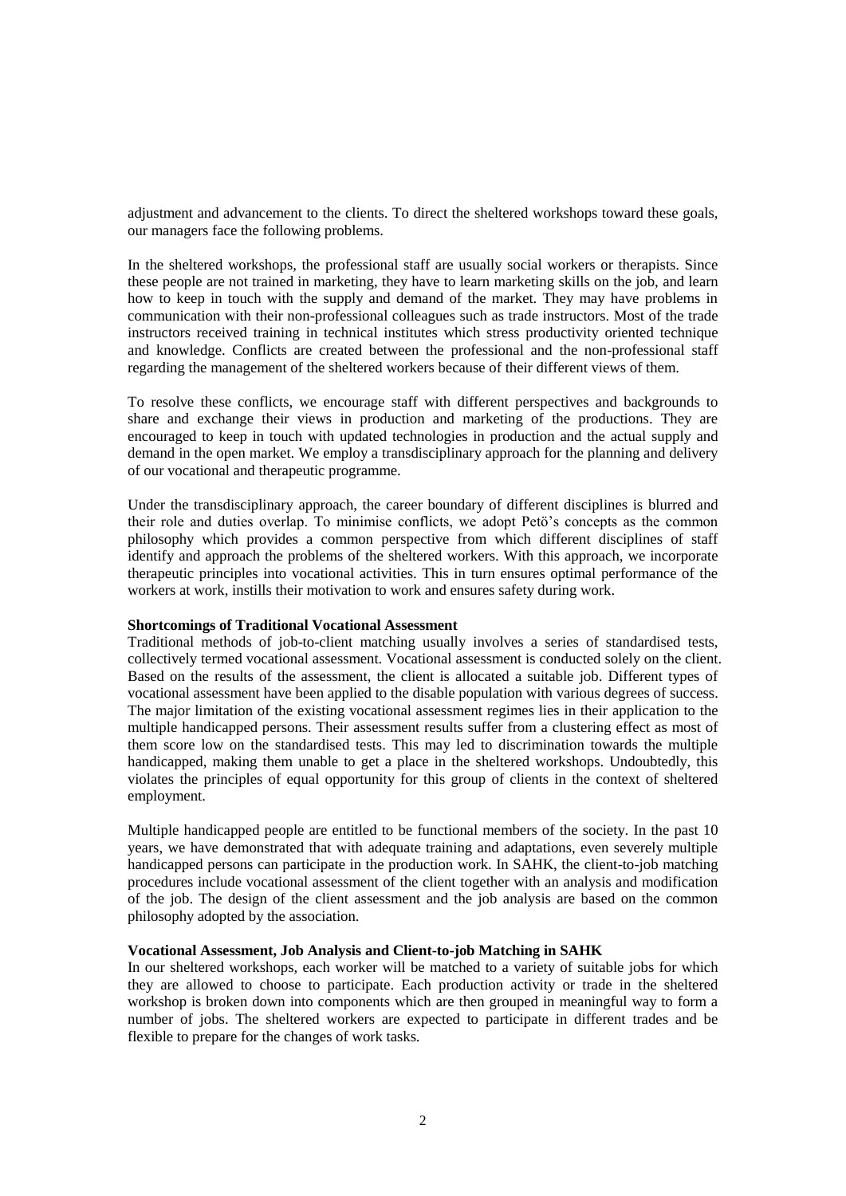adjustment and advancement to the clients. To direct the sheltered workshops toward these goals, our managers face the following problems.

In the sheltered workshops, the professional staff are usually social workers or therapists. Since these people are not trained in marketing, they have to learn marketing skills on the job, and learn how to keep in touch with the supply and demand of the market. They may have problems in communication with their non-professional colleagues such as trade instructors. Most of the trade instructors received training in technical institutes which stress productivity oriented technique and knowledge. Conflicts are created between the professional and the non-professional staff regarding the management of the sheltered workers because of their different views of them.

To resolve these conflicts, we encourage staff with different perspectives and backgrounds to share and exchange their views in production and marketing of the productions. They are encouraged to keep in touch with updated technologies in production and the actual supply and demand in the open market. We employ a transdisciplinary approach for the planning and delivery of our vocational and therapeutic programme.

Under the transdisciplinary approach, the career boundary of different disciplines is blurred and their role and duties overlap. To minimise conflicts, we adopt Petö's concepts as the common philosophy which provides a common perspective from which different disciplines of staff identify and approach the problems of the sheltered workers. With this approach, we incorporate therapeutic principles into vocational activities. This in turn ensures optimal performance of the workers at work, instills their motivation to work and ensures safety during work.

**Shortcomings of Traditional Vocational Assessment**

Traditional methods of job-to-client matching usually involves a series of standardised tests, collectively termed vocational assessment. Vocational assessment is conducted solely on the client. Based on the results of the assessment, the client is allocated a suitable job. Different types of vocational assessment have been applied to the disable population with various degrees of success. The major limitation of the existing vocational assessment regimes lies in their application to the multiple handicapped persons. Their assessment results suffer from a clustering effect as most of them score low on the standardised tests. This may led to discrimination towards the multiple handicapped, making them unable to get a place in the sheltered workshops. Undoubtedly, this violates the principles of equal opportunity for this group of clients in the context of sheltered employment.

Multiple handicapped people are entitled to be functional members of the society. In the past 10 years, we have demonstrated that with adequate training and adaptations, even severely multiple handicapped persons can participate in the production work. In SAHK, the client-to-job matching procedures include vocational assessment of the client together with an analysis and modification of the job. The design of the client assessment and the job analysis are based on the common philosophy adopted by the association.

**Vocational Assessment, Job Analysis and Client-to-job Matching in SAHK**

In our sheltered workshops, each worker will be matched to a variety of suitable jobs for which they are allowed to choose to participate. Each production activity or trade in the sheltered workshop is broken down into components which are then grouped in meaningful way to form a number of jobs. The sheltered workers are expected to participate in different trades and be flexible to prepare for the changes of work tasks.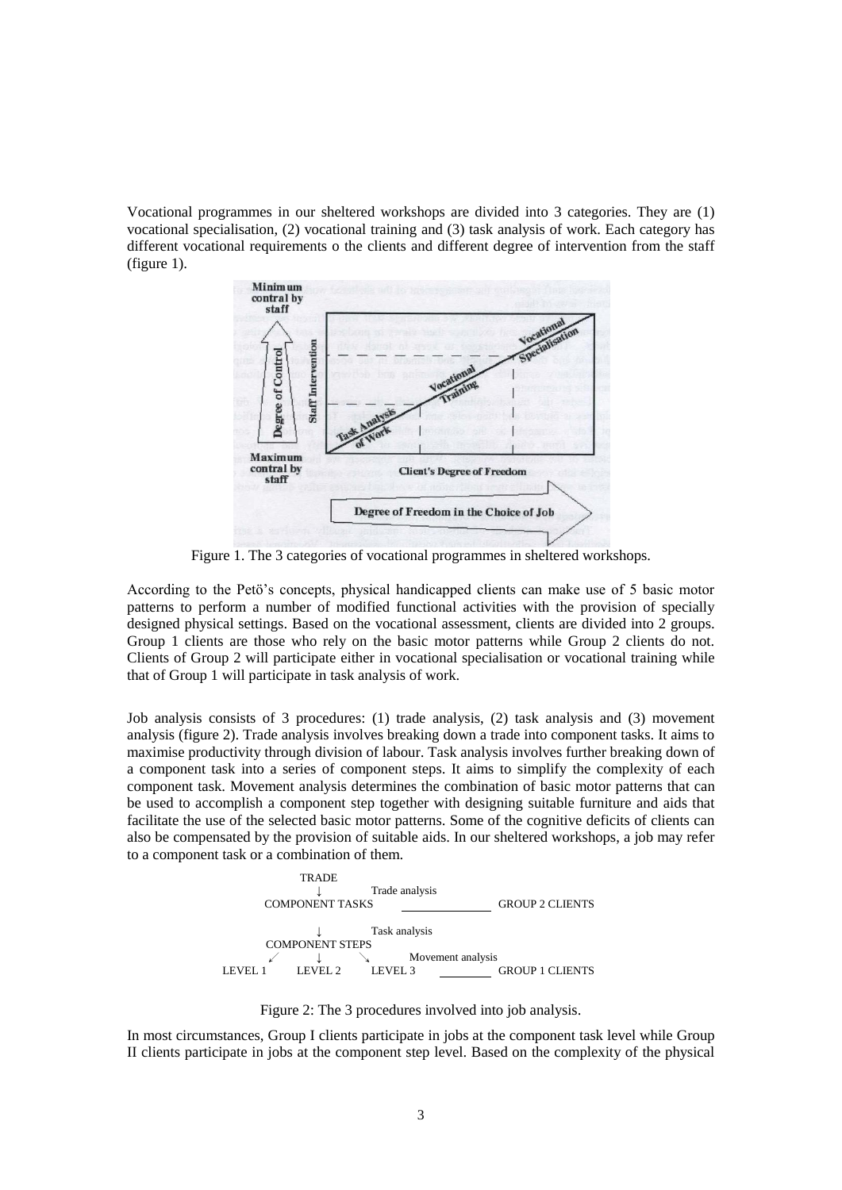Vocational programmes in our sheltered workshops are divided into 3 categories. They are (1) vocational specialisation, (2) vocational training and (3) task analysis of work. Each category has different vocational requirements o the clients and different degree of intervention from the staff (figure 1).

Figure 1. The 3 categories of vocational programmes in sheltered workshops.

According to the Petö's concepts, physical handicapped clients can make use of 5 basic motor patterns to perform a number of modified functional activities with the provision of specially designed physical settings. Based on the vocational assessment, clients are divided into 2 groups. Group 1 clients are those who rely on the basic motor patterns while Group 2 clients do not. Clients of Group 2 will participate either in vocational specialisation or vocational training while that of Group 1 will participate in task analysis of work.

Job analysis consists of 3 procedures: (1) trade analysis, (2) task analysis and (3) movement analysis (figure 2). Trade analysis involves breaking down a trade into component tasks. It aims to maximise productivity through division of labour. Task analysis involves further breaking down of a component task into a series of component steps. It aims to simplify the complexity of each component task. Movement analysis determines the combination of basic motor patterns that can be used to accomplish a component step together with designing suitable furniture and aids that facilitate the use of the selected basic motor patterns. Some of the cognitive deficits of clients can also be compensated by the provision of suitable aids. In our sheltered workshops, a job may refer to a component task or a combination of them.

```
              TRADE
                ↓         Trade analysis
         COMPONENT TASKS  ______________  GROUP 2 CLIENTS

                ↓         Task analysis
         COMPONENT STEPS
           ↙    ↓    ↘        Movement analysis
    LEVEL 1   LEVEL 2   LEVEL 3   ________  GROUP 1 CLIENTS
```

Figure 2: The 3 procedures involved into job analysis.

In most circumstances, Group I clients participate in jobs at the component task level while Group II clients participate in jobs at the component step level. Based on the complexity of the physical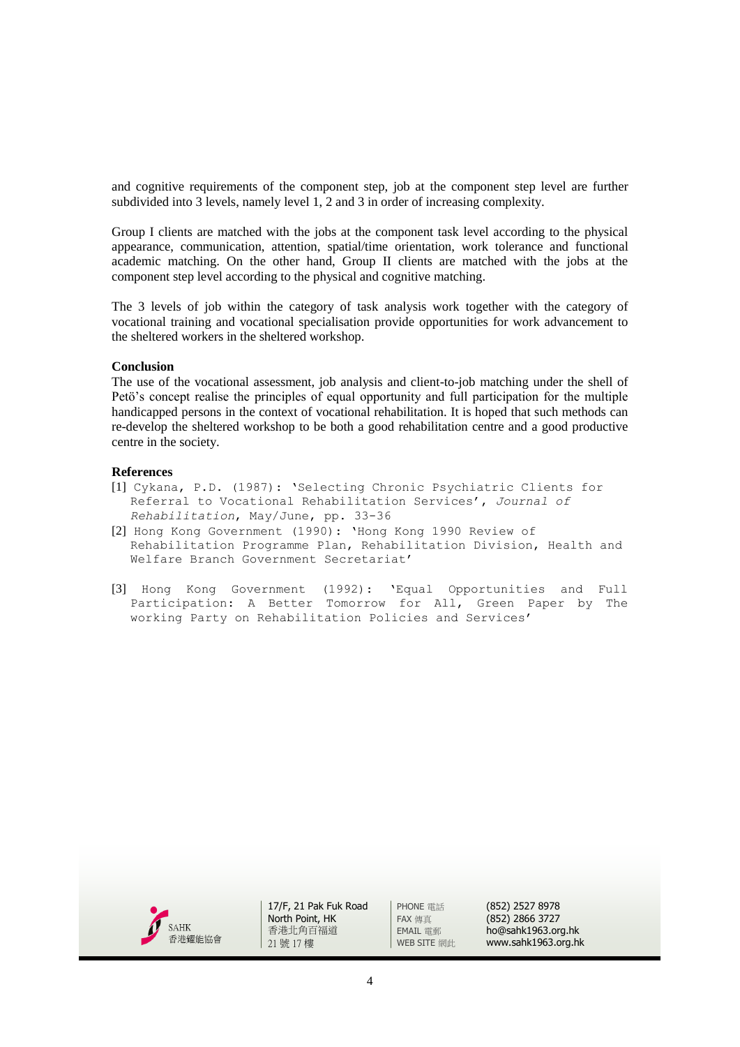and cognitive requirements of the component step, job at the component step level are further subdivided into 3 levels, namely level 1, 2 and 3 in order of increasing complexity.

Group I clients are matched with the jobs at the component task level according to the physical appearance, communication, attention, spatial/time orientation, work tolerance and functional academic matching. On the other hand, Group II clients are matched with the jobs at the component step level according to the physical and cognitive matching.

The 3 levels of job within the category of task analysis work together with the category of vocational training and vocational specialisation provide opportunities for work advancement to the sheltered workers in the sheltered workshop.

**Conclusion**

The use of the vocational assessment, job analysis and client-to-job matching under the shell of Petö's concept realise the principles of equal opportunity and full participation for the multiple handicapped persons in the context of vocational rehabilitation. It is hoped that such methods can re-develop the sheltered workshop to be both a good rehabilitation centre and a good productive centre in the society.

**References**

[1] Cykana, P.D. (1987): 'Selecting Chronic Psychiatric Clients for Referral to Vocational Rehabilitation Services', *Journal of Rehabilitation*, May/June, pp. 33-36

[2] Hong Kong Government (1990): 'Hong Kong 1990 Review of Rehabilitation Programme Plan, Rehabilitation Division, Health and Welfare Branch Government Secretariat'

[3] Hong Kong Government (1992): 'Equal Opportunities and Full Participation: A Better Tomorrow for All, Green Paper by The working Party on Rehabilitation Policies and Services'